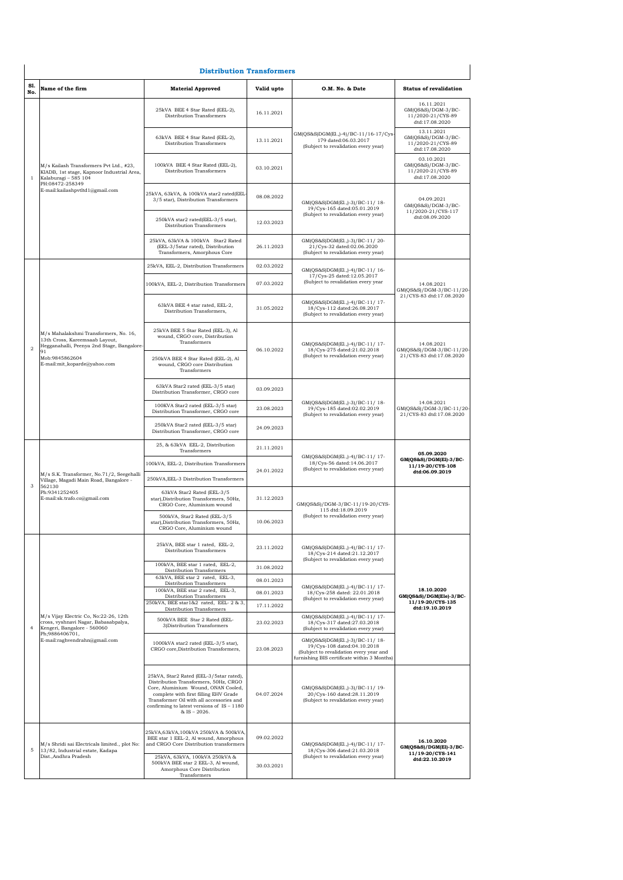## Distribution Transformers

| Sl. No. | Name of the firm | Material Approved | Valid upto | O.M. No. & Date | Status of revalidation |
|---|---|---|---|---|---|
| 1 | M/s Kailash Transformers Pvt Ltd., #23, KIADB, 1st stage, Kapnoor Industrial Area, Kalaburagi – 585 104 PH:08472-258349 E-mail:kailashpvtltd1@gmail.com | 25kVA BEE 4 Star Rated (EEL-2), Distribution Transformers | 16.11.2021 | GM(QS&S)DGM(El.,)-4)/BC-11/16-17/Cys-179 dated:06.03.2017 (Subject to revalidation every year) | 16.11.2021 GM(QS&S)/DGM-3/BC-11/2020-21/CYS-89 dtd:17.08.2020 |
| | | 63kVA BEE 4 Star Rated (EEL-2), Distribution Transformers | 13.11.2021 | | 13.11.2021 GM(QS&S)/DGM-3/BC-11/2020-21/CYS-89 dtd:17.08.2020 |
| | | 100kVA BEE 4 Star Rated (EEL-2), Distribution Transformers | 03.10.2021 | | 03.10.2021 GM(QS&S)/DGM-3/BC-11/2020-21/CYS-89 dtd:17.08.2020 |
| | | 25kVA, 63kVA, & 100kVA star2 rated(EEL-3/5 star), Distribution Transformers | 08.08.2022 | GM(QS&S)DGM(El.,)-3)/BC-11/ 18-19/Cys-165 dated:05.01.2019 (Subject to revalidation every year) | 04.09.2021 GM(QS&S)/DGM-3/BC-11/2020-21/CYS-117 dtd:08.09.2020 |
| | | 250kVA star2 rated(EEL-3/5 star), Distribution Transformers | 12.03.2023 | | |
| | | 25kVA, 63kVA & 100kVA Star2 Rated (EEL-3/5star rated), Distribution Transformers, Amorphous Core | 26.11.2023 | GM(QS&S)DGM(El.,)-3)/BC-11/ 20-21/Cys-32 dated:02.06.2020 (Subject to revalidation every year) | |
| 2 | M/s Mahalakshmi Transformers, No. 16, 13th Cross, Kareemsaab Layout, Hegganahalli, Peenya 2nd Stage, Bangalore-91 Mob:9845862604 E-mail:mit_koparde@yahoo.com | 25kVA, EEL-2, Distribution Transformers | 02.03.2022 | GM(QS&S)DGM(El.,)-4)/BC-11/ 16-17/Cys-25 dated:12.05.2017 (Subject to revalidation every year | 14.08.2021 GM(QS&S)/DGM-3/BC-11/20-21/CYS-83 dtd:17.08.2020 |
| | | 100kVA, EEL-2, Distribution Transformers | 07.03.2022 | | |
| | | 63kVA BEE 4 star rated, EEL-2, Distribution Transformers, | 31.05.2022 | GM(QS&S)DGM(El.,)-4)/BC-11/ 17-18/Cys-112 dated:26.08.2017 (Subject to revalidation every year) | |
| | | 25kVA BEE 5 Star Rated (EEL-3), Al wound, CRGO core, Distribution Transformers | 06.10.2022 | GM(QS&S)DGM(El.,)-4)/BC-11/ 17-18/Cys-275 dated:21.02.2018 (Subject to revalidation every year) | 14.08.2021 GM(QS&S)/DGM-3/BC-11/20-21/CYS-83 dtd:17.08.2020 |
| | | 250kVA BEE 4 Star Rated (EEL-2), Al wound, CRGO core Distribution Transformers | | | |
| | | 63kVA Star2 rated (EEL-3/5 star) Distribution Transformer, CRGO core | 03.09.2023 | GM(QS&S)DGM(El.,)-3)/BC-11/ 18-19/Cys-185 dated:02.02.2019 (Subject to revalidation every year) | 14.08.2021 GM(QS&S)/DGM-3/BC-11/20-21/CYS-83 dtd:17.08.2020 |
| | | 100KVA Star2 rated (EEL-3/5 star) Distribution Transformer, CRGO core | 23.08.2023 | | |
| | | 250kVA Star2 rated (EEL-3/5 star) Distribution Transformer, CRGO core | 24.09.2023 | | |
| 3 | M/s S.K. Transformer, No.71/2, Seegehalli Village, Magadi Main Road, Bangalore - 562130 Ph:9341252405 E-mail:sk.trafo.co@gmail.com | 25, & 63kVA EEL-2, Distribution Transformers | 21.11.2021 | GM(QS&S)DGM(El.,)-4)/BC-11/ 17-18/Cys-56 dated:14.06.2017 (Subject to revalidation every year) | **05.09.2020 GM(QS&S)/DGM(El)-3/BC-11/19-20/CYS-108 dtd:06.09.2019** |
| | | 100kVA, EEL-2, Distribution Transformers | 24.01.2022 | | |
| | | 250kVA,EEL-3 Distribution Transformers | | | |
| | | 63kVA Star2 Rated (EEL-3/5 star),Distribution Transformers, 50Hz, CRGO Core, Aluminium wound | 31.12.2023 | GM(QS&S)/DGM-3/BC-11/19-20/CYS-115 dtd:18.09.2019 (Subject to revalidation every year) | |
| | | 500kVA, Star2 Rated (EEL-3/5 star),Distribution Transformers, 50Hz, CRGO Core, Aluminium wound | 10.06.2023 | | |
| 4 | M/s Vijay Electric Co, No:22-26, 12th cross, vyshnavi Nagar, Babasabpalya, Kengeri, Bangalore - 560060 Ph;9886406701, E-mail:raghvendrahn@gmail.com | 25kVA, BEE star 1 rated, EEL-2, Distribution Transformers | 23.11.2022 | GM(QS&S)DGM(El.,)-4)/BC-11/ 17-18/Cys-214 dated:21.12.2017 (Subject to revalidation every year) | **18.10.2020 GM(QS&S)/DGM(Ele)-3/BC-11/19-20/CYS-135 dtd:19.10.2019** |
| | | 100kVA, BEE star 1 rated, EEL-2, Distribution Transformers | 31.08.2022 | | |
| | | 63kVA, BEE star 2 rated, EEL-3, Distribution Transformers | 08.01.2023 | GM(QS&S)DGM(El.,)-4)/BC-11/ 17-18/Cys-258 dated: 22.01.2018 (Subject to revalidation every year) | |
| | | 100kVA, BEE star 2 rated, EEL-3, Distribution Transformers | 08.01.2023 | | |
| | | 250kVA, BEE star1&2 rated, EEL- 2 & 3, Distribution Transformers | 17.11.2022 | | |
| | | 500kVA BEE Star 2 Rated (EEL-3)Distribution Transformers | 23.02.2023 | GM(QS&S)DGM(El.,)-4)/BC-11/ 17-18/Cys-317 dated:27.03.2018 (Subject to revalidation every year) | |
| | | 1000kVA star2 rated (EEL-3/5 star), CRGO core,Distribution Transformers, | 23.08.2023 | GM(QS&S)DGM(El.,)-3)/BC-11/ 18-19/Cys-108 dated:04.10.2018 (Subject to revalidation every year and furnishing BIS certificate within 3 Months) | |
| | | 25kVA, Star2 Rated (EEL-3/5star rated), Distribution Transformers, 50Hz, CRGO Core, Aluminium Wound, ONAN Cooled, complete with first filling EHV Grade Transformer Oil with all accessories and confirming to latest versions of IS – 1180 & IS – 2026. | 04.07.2024 | GM(QS&S)DGM(El.,)-3)/BC-11/ 19-20/Cys-160 dated:28.11.2019 (Subject to revalidation every year) | |
| 5 | M/s Shridi sai Electricals limited., plot No: 13/82, Industrial estate, Kadapa Dist.,Andhra Pradesh | 25kVA,63kVA,100kVA 250kVA & 500kVA, BEE star 1 EEL-2, Al wound, Amorphous and CRGO Core Distribution transformers | 09.02.2022 | GM(QS&S)DGM(El.,)-4)/BC-11/ 17-18/Cys-306 dated:21.03.2018 (Subject to revalidation every year) | **16.10.2020 GM(QS&S)/DGM(El)-3/BC-11/19-20/CYS-141 dtd:22.10.2019** |
| | | 25kVA, 63kVA, 100kVA 250kVA & 500kVA BEE star 2 EEL-3, Al wound, Amorphous Core Distribution Transformers | 30.03.2021 | | |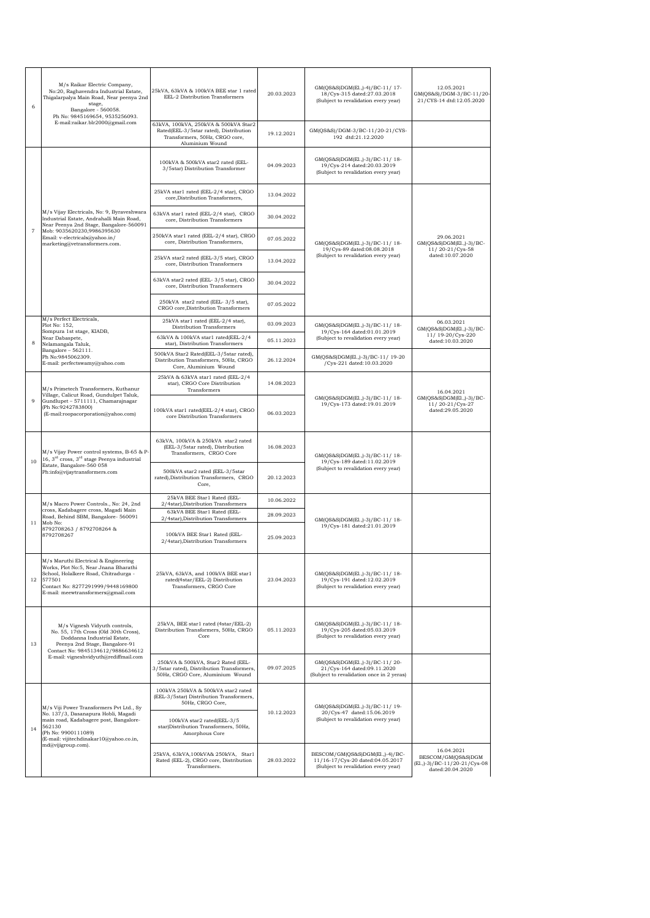| 6 | M/s Raikar Electric Company, No:20, Raghavendra Industrial Estate, Thigalarpalya Main Road, Near peenya 2nd stage, Bangalore - 560058. Ph No: 9845169654, 9535256093. E-mail:raikar.blr2000@gmail.com | 25kVA, 63kVA & 100kVA BEE star 1 rated EEL-2 Distribution Transformers | 20.03.2023 | GM(QS&S)DGM(El.,)-4)/BC-11/ 17-18/Cys-315 dated:27.03.2018 (Subject to revalidation every year) | 12.05.2021 GM(QS&S)/DGM-3/BC-11/20-21/CYS-14 dtd:12.05.2020 |
|---|---|---|---|---|---|
| | | 63kVA, 100kVA, 250kVA & 500kVA Star2 Rated(EEL-3/5star rated), Distribution Transformers, 50Hz, CRGO core, Aluminium Wound | 19.12.2021 | GM(QS&S)/DGM-3/BC-11/20-21/CYS-192 dtd:21.12.2020 | |
| 7 | M/s Vijay Electricals, No: 9, Byraveshwara Industrial Estate, Andrahalli Main Road, Near Peenya 2nd Stage, Bangalore-560091 Mob: 9035620230,9986395630 Email: v-electricals@yahoo.in/ marketing@vetransformers.com. | 100kVA & 500kVA star2 rated (EEL-3/5star) Distribution Transformer | 04.09.2023 | GM(QS&S)DGM(El.,)-3)/BC-11/ 18-19/Cys-214 dated:20.03.2019 (Subject to revalidation every year) | |
| | | 25kVA star1 rated (EEL-2/4 star), CRGO core,Distribution Transformers, | 13.04.2022 | GM(QS&S)DGM(El.,)-3)/BC-11/ 18-19/Cys-89 dated:08.08.2018 (Subject to revalidation every year) | 29.06.2021 GM(QS&S)DGM(El.,)-3)/BC-11/ 20-21/Cys-58 dated:10.07.2020 |
| | | 63kVA star1 rated (EEL-2/4 star), CRGO core, Distribution Transformers | 30.04.2022 | | |
| | | 250kVA star1 rated (EEL-2/4 star), CRGO core, Distribution Transformers, | 07.05.2022 | | |
| | | 25kVA star2 rated (EEL-3/5 star), CRGO core, Distribution Transformers | 13.04.2022 | | |
| | | 63kVA star2 rated (EEL- 3/5 star), CRGO core, Distribution Transformers | 30.04.2022 | | |
| | | 250kVA star2 rated (EEL- 3/5 star), CRGO core,Distribution Transformers | 07.05.2022 | | |
| 8 | M/s Perfect Electricals, Plot No: 152, Sompura 1st stage, KIADB, Near Dabaspete, Nelamangala Taluk, Bangalore – 562111. Ph No:9845062309. E-mail: perfectswamy@yahoo.com | 25kVA star1 rated (EEL-2/4 star), Distribution Transformers | 03.09.2023 | GM(QS&S)DGM(El.,)-3)/BC-11/ 18-19/Cys-164 dated:01.01.2019 (Subject to revalidation every year) | 06.03.2021 GM(QS&S)DGM(El.,)-3)/BC-11/ 19-20/Cys-220 dated:10.03.2020 |
| | | 63kVA & 100kVA star1 rated(EEL-2/4 star), Distribution Transformers | 05.11.2023 | | |
| | | 500kVA Star2 Rated(EEL-3/5star rated), Distribution Transformers, 50Hz, CRGO Core, Aluminium Wound | 26.12.2024 | GM(QS&S)DGM(El.,)-3)/BC-11/ 19-20 /Cys-221 dated:10.03.2020 | |
| 9 | M/s Primetech Transformers, Kuthanur Village, Calicut Road, Gundulpet Taluk, Gundlupet – 5711111, Chamarajnagar (Ph No:9242783800) (E-mail:roopacorporation@yahoo.com) | 25kVA & 63kVA star1 rated (EEL-2/4 star), CRGO Core Distribution Transformers | 14.08.2023 | GM(QS&S)DGM(El.,)-3)/BC-11/ 18-19/Cys-173 dated:19.01.2019 | 16.04.2021 GM(QS&S)DGM(El.,)-3)/BC-11/ 20-21/Cys-27 dated:29.05.2020 |
| | | 100kVA star1 rated(EEL-2/4 star), CRGO core Distribution Transformers | 06.03.2023 | | |
| 10 | M/s Vijay Power control systems, B-65 & P-16, 3rd cross, 3rd stage Peenya industrial Estate, Bangalore-560 058 Ph:info@vijaytransformers.com | 63kVA, 100kVA & 250kVA star2 rated (EEL-3/5star rated), Distribution Transformers, CRGO Core | 16.08.2023 | GM(QS&S)DGM(El.,)-3)/BC-11/ 18-19/Cys-189 dated:11.02.2019 (Subject to revalidation every year) | |
| | | 500kVA star2 rated (EEL-3/5star rated),Distribution Transformers, CRGO Core, | 20.12.2023 | | |
| 11 | M/s Macro Power Controls., No: 24, 2nd cross, Kadabagere cross, Magadi Main Road, Behind SBM, Bangalore- 560091 Mob No: 8792708263 / 8792708264 & 8792708267 | 25kVA BEE Star1 Rated (EEL-2/4star),Distribution Transformers | 10.06.2022 | GM(QS&S)DGM(El.,)-3)/BC-11/ 18-19/Cys-181 dated:21.01.2019 | |
| | | 63kVA BEE Star1 Rated (EEL-2/4star),Distribution Transformers | 28.09.2023 | | |
| | | 100kVA BEE Star1 Rated (EEL-2/4star),Distribution Transformers | 25.09.2023 | | |
| 12 | M/s Maruthi Electrical & Engineering Works, Plot No:5, Near Jnana Bharathi School, Holalkere Road, Chitradurga - 577501 Contact No: 8277291999/9448169800 E-mail: meewtransformers@gmail.com | 25kVA, 63kVA, and 100kVA BEE star1 rated(4star/EEL-2) Distribution Transformers, CRGO Core | 23.04.2023 | GM(QS&S)DGM(El.,)-3)/BC-11/ 18-19/Cys-191 dated:12.02.2019 (Subject to revalidation every year) | |
| 13 | M/s Vignesh Vidyuth controls, No. 55, 17th Cross (Old 30th Cross), Doddanna Industrial Estate, Peenya 2nd Stage, Bangalore-91 Contact No: 9845134612/9886634612 E-mail: vigneshvidyuth@rediffmail.com | 25kVA, BEE star1 rated (4star/EEL-2) Distribution Transformers, 50Hz, CRGO Core | 05.11.2023 | GM(QS&S)DGM(El.,)-3)/BC-11/ 18-19/Cys-205 dated:05.03.2019 (Subject to revalidation every year) | |
| | | 250kVA & 500kVA, Star2 Rated (EEL-3/5star rated), Distribution Transformers, 50Hz, CRGO Core, Aluminium Wound | 09.07.2025 | GM(QS&S)DGM(El.,)-3)/BC-11/ 20-21/Cys-164 dated:09.11.2020 (Subject to revalidation once in 2 yeras) | |
| 14 | M/s Viji Power Transformers Pvt Ltd., Sy No. 137/3, Dasanapura Hobli, Magadi main road, Kadabagere post, Bangalore-562130 (Ph No: 9900111089) (E-mail: vijitechdinakar10@yahoo.co.in, md@vijigroup.com). | 100kVA 250kVA & 500kVA star2 rated (EEL-3/5star) Distribution Transformers, 50Hz, CRGO Core, | 10.12.2023 | GM(QS&S)DGM(El.,)-3)/BC-11/ 19-20/Cys-47 dated:15.06.2019 (Subject to revalidation every year) | |
| | | 100kVA star2 rated(EEL-3/5 star)Distribution Transformers, 50Hz, Amorphous Core | | | |
| | | 25kVA, 63kVA,100kVA& 250kVA, Star1 Rated (EEL-2), CRGO core, Distribution Transformers. | 28.03.2022 | BESCOM/GM(QS&S)DGM(El.,)-4)/BC-11/16-17/Cys-20 dated:04.05.2017 (Subject to revalidation every year) | 16.04.2021 BESCOM/GM(QS&S)DGM (El.,)-3)/BC-11/20-21/Cys-08 dated:20.04.2020 |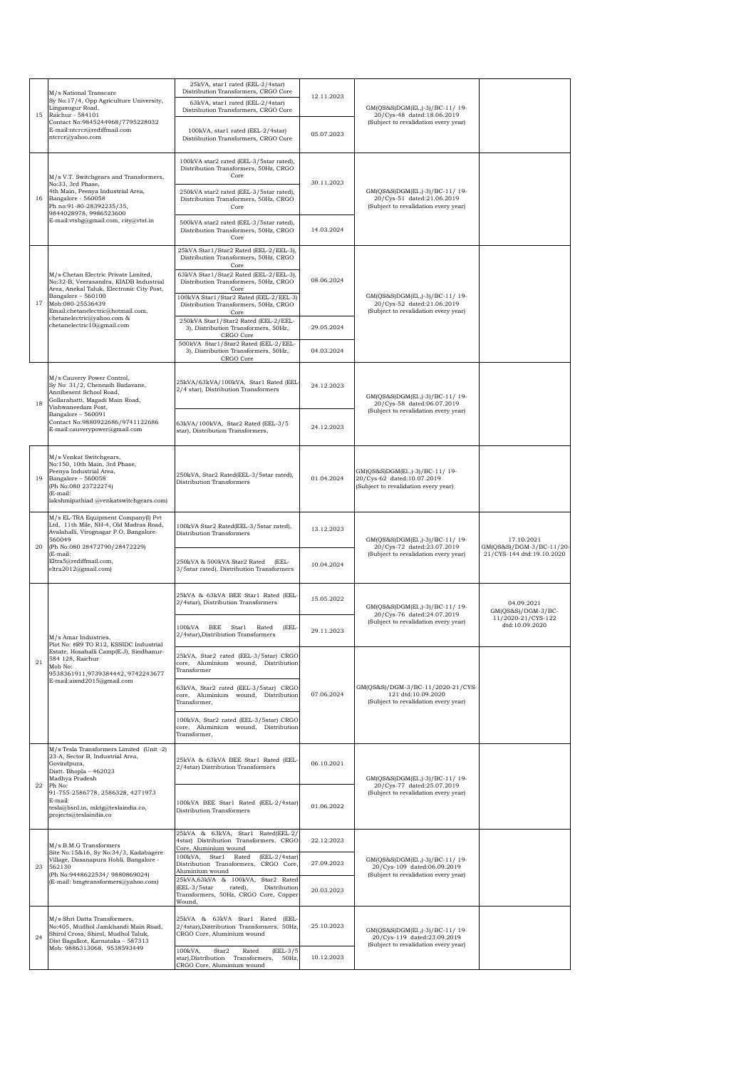| 15 | M/s National Transcare<br>Sy No:17/4, Opp Agriculture University, Lingasugur Road,<br>Raichur - 584101<br>Contact No:9845244968/7795228032<br>E-mail:ntcrcr@rediffmail.com<br>ntcrcr@yahoo.com | 25kVA, star1 rated (EEL-2/4star) Distribution Transformers, CRGO Core | 12.11.2023 | GM(QS&S)DGM(El.,)-3)/BC-11/ 19-20/Cys-48 dated:18.06.2019<br>(Subject to revalidation every year) | |
|---|---|---|---|---|---|
| | | 63kVA, star1 rated (EEL-2/4star) Distribution Transformers, CRGO Core | | | |
| | | 100kVA, star1 rated (EEL-2/4star) Distribution Transformers, CRGO Core | 05.07.2023 | | |
| 16 | M/s V.T. Switchgears and Transformers,<br>No:33, 3rd Phase,<br>4th Main, Peenya Industrial Area,<br>Bangalore - 560058<br>Ph no:91-80-28392235/35,<br>9844028978, 9986523600<br>E-mail:vtsbg@gmail.com, city@vtst.in | 100kVA star2 rated (EEL-3/5star rated), Distribution Transformers, 50Hz, CRGO Core | 30.11.2023 | GM(QS&S)DGM(El.,)-3)/BC-11/ 19-20/Cys-51 dated:21.06.2019<br>(Subject to revalidation every year) | |
| | | 250kVA star2 rated (EEL-3/5star rated), Distribution Transformers, 50Hz, CRGO Core | | | |
| | | 500kVA star2 rated (EEL-3/5star rated), Distribution Transformers, 50Hz, CRGO Core | 14.03.2024 | | |
| 17 | M/s Chetan Electric Private Limited,<br>No:32-B, Veerasandra, KIADB Industrial Area, Anekal Taluk, Electronic City Post,<br>Bangalore – 560100<br>Mob:080-25536439<br>Email:chetanelectric@hotmail.com,<br>chetanelectric@yahoo.com &<br>chetanelectric10@gmail.com | 25kVA Star1/Star2 Rated (EEL-2/EEL-3), Distribution Transformers, 50Hz, CRGO Core | 08.06.2024 | GM(QS&S)DGM(El.,)-3)/BC-11/ 19-20/Cys-52 dated:21.06.2019<br>(Subject to revalidation every year) | |
| | | 63kVA Star1/Star2 Rated (EEL-2/EEL-3), Distribution Transformers, 50Hz, CRGO Core | | | |
| | | 100kVA Star1/Star2 Rated (EEL-2/EEL-3) Distribution Transformers, 50Hz, CRGO Core | | | |
| | | 250kVA Star1/Star2 Rated (EEL-2/EEL-3), Distribution Transformers, 50Hz, CRGO Core | 29.05.2024 | | |
| | | 500kVA Star1/Star2 Rated (EEL-2/EEL-3), Distribution Transformers, 50Hz, CRGO Core | 04.03.2024 | | |
| 18 | M/s Cauvery Power Control,<br>Sy No: 31/2, Chennaih Badavane, Annibesent School Road,<br>Gollarahatti, Magadi Main Road,<br>Vishwaneedam Post,<br>Bangalore – 560091<br>Contact No:9880922686/9741122686<br>E-mail:cauverypower@gmail.com | 25kVA/63kVA/100kVA, Star1 Rated (EEL-2/4 star), Distribution Transformers | 24.12.2023 | GM(QS&S)DGM(El.,)-3)/BC-11/ 19-20/Cys-58 dated:06.07.2019<br>(Subject to revalidation every year) | |
| | | 63kVA/100kVA, Star2 Rated (EEL-3/5 star), Distribution Transformers, | 24.12.2023 | | |
| 19 | M/s Venkat Switchgears,<br>No:150, 10th Main, 3rd Phase,<br>Peenya Industrial Area,<br>Bangalore – 560058<br>(Ph No:080 23722274)<br>(E-mail:<br>lakshmipathiad @venkatswitchgears.com) | 250kVA, Star2 Rated(EEL-3/5star rated), Distribution Transformers | 01.04.2024 | GM(QS&S)DGM(El.,)-3)/BC-11/ 19-20/Cys-62 dated:10.07.2019<br>(Subject to revalidation every year) | |
| 20 | M/s EL-TRA Equipment Company(I) Pvt Ltd, 11th Mile, NH-4, Old Madras Road, Avalahalli, Virognagar P.O, Bangalore-560049<br>(Ph No:080 28472790/28472229)<br>(E-mail:<br>Eltra5@rediffmail.com,<br>eltra2012@gmail.com) | 100kVA Star2 Rated(EEL-3/5star rated), Distribution Transformers | 13.12.2023 | GM(QS&S)DGM(El.,)-3)/BC-11/ 19-20/Cys-72 dated:23.07.2019<br>(Subject to revalidation every year) | 17.10.2021<br>GM(QS&S)/DGM-3/BC-11/20-21/CYS-144 dtd:19.10.2020 |
| | | 250kVA & 500kVA Star2 Rated (EEL-3/5star rated), Distribution Transformers | 10.04.2024 | | |
| 21 | M/s Amar Industries,<br>Plot No: #R9 TO R12, KSSIDC Industrial Estate, Hosahalli Camp(E.J), Sindhanur-584 128, Raichur<br>Mob No:<br>9538361911,9739384442, 9742243677<br>E-mail:aisnd2015@gmail.com | 25kVA & 63kVA BEE Star1 Rated (EEL-2/4star), Distribution Transformers | 15.05.2022 | GM(QS&S)DGM(El.,)-3)/BC-11/ 19-20/Cys-76 dated:24.07.2019<br>(Subject to revalidation every year) | 04.09.2021<br>GM(QS&S)/DGM-3/BC-11/2020-21/CYS-122 dtd:10.09.2020 |
| | | 100kVA BEE Star1 Rated (EEL-2/4star),Distribution Transformers | 29.11.2023 | | |
| | | 25kVA, Star2 rated (EEL-3/5star) CRGO core, Aluminium wound, Distribution Transformer | 07.06.2024 | GM(QS&S)/DGM-3/BC-11/2020-21/CYS-121 dtd:10.09.2020<br>(Subject to revalidation every year) | |
| | | 63kVA, Star2 rated (EEL-3/5star) CRGO core, Aluminium wound, Distribution Transformer, | | | |
| | | 100kVA, Star2 rated (EEL-3/5star) CRGO core, Aluminium wound, Distribution Transformer, | | | |
| 22 | M/s Tesla Transformers Limited (Unit -2)<br>23-A, Sector B, Industrial Area,<br>Govindpura,<br>Distt. Bhopla – 462023<br>Madhya Pradesh<br>Ph No:<br>91-755-2586778, 2586328, 4271973<br>E-mail:<br>tesla@bsnl.in, mktg@teslaindia.co,<br>projects@teslaindia.co | 25kVA & 63kVA BEE Star1 Rated (EEL-2/4star) Distribution Transformers | 06.10.2021 | GM(QS&S)DGM(El.,)-3)/BC-11/ 19-20/Cys-77 dated:25.07.2019<br>(Subject to revalidation every year) | |
| | | 100kVA BEE Star1 Rated (EEL-2/4star) Distribution Transformers | 01.06.2022 | | |
| 23 | M/s B.M.G Transformers<br>Site No:15&16, Sy No:34/3, Kadabagere Village, Dasanapura Hobli, Bangalore - 562130<br>(Ph No:9448622534/ 9880869024)<br>(E-mail: bmgtransformers@yahoo.com) | 25kVA & 63kVA, Star1 Rated(EEL-2/4star) Distribution Transformers, CRGO Core, Aluminium wound | 22.12.2023 | GM(QS&S)DGM(El.,)-3)/BC-11/ 19-20/Cys-100 dated:06.09.2019<br>(Subject to revalidation every year) | |
| | | 100kVA, Star1 Rated (EEL-2/4star) Distribution Transformers, CRGO Core, Aluminium wound | 27.09.2023 | | |
| | | 25kVA,63kVA & 100kVA, Star2 Rated (EEL-3/5star rated), Distribution Transformers, 50Hz, CRGO Core, Copper Wound, | 20.03.2023 | | |
| 24 | M/s Shri Datta Transformers,<br>No:405, Mudhol Jamkhandi Main Road, Shirol Cross, Shirol, Mudhol Taluk, Dist Bagalkot, Karnataka – 587313<br>Mob: 9886313068, 9538593449 | 25kVA & 63kVA Star1 Rated (EEL-2/4star),Distribution Transformers, 50Hz, CRGO Core, Aluminium wound | 25.10.2023 | GM(QS&S)DGM(El.,)-3)/BC-11/ 19-20/Cys-119 dated:23.09.2019<br>(Subject to revalidation every year) | |
| | | 100kVA, Star2 Rated (EEL-3/5 star),Distribution Transformers, 50Hz, CRGO Core, Aluminium wound | 10.12.2023 | | |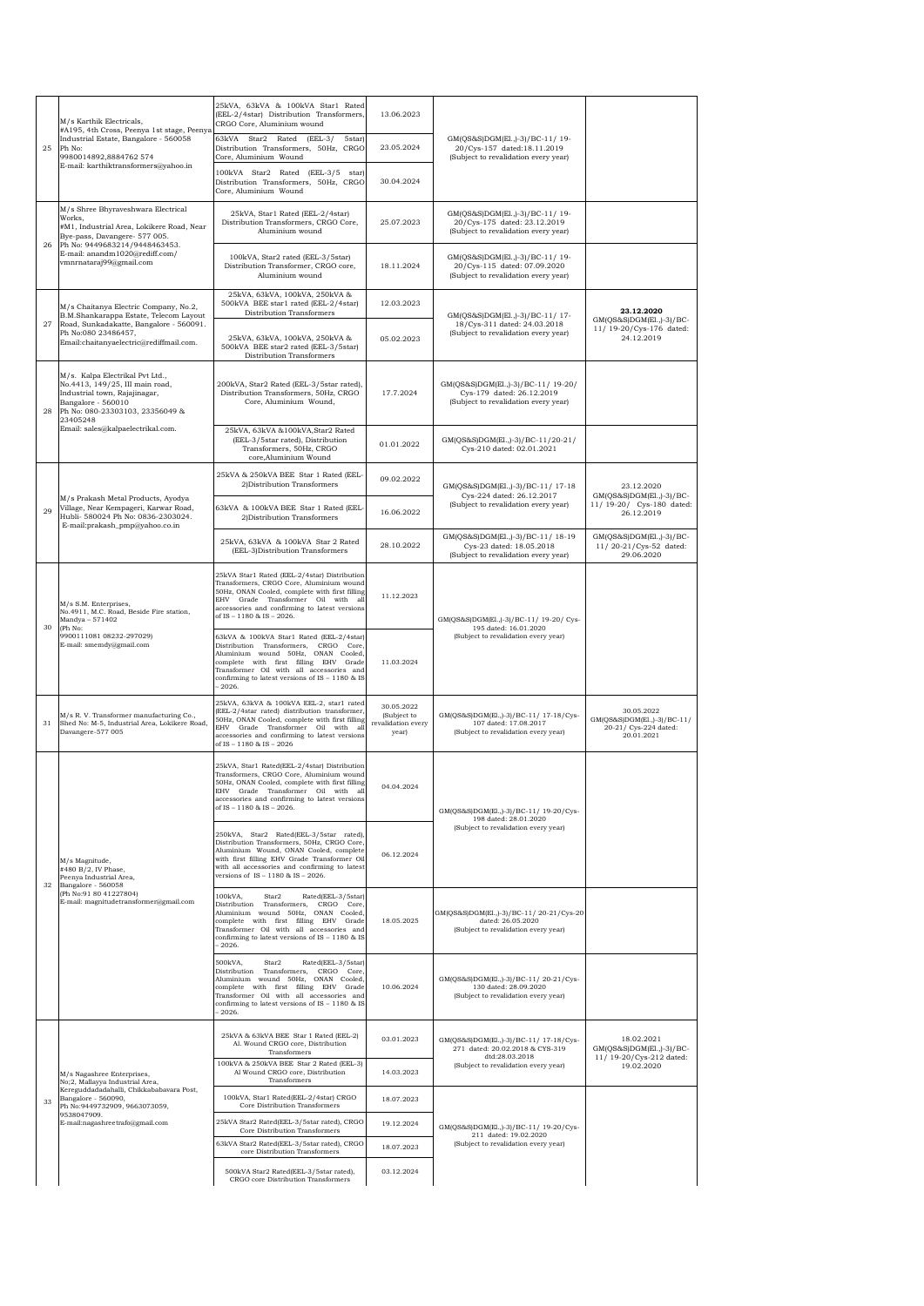| 25 | M/s Karthik Electricals, #A195, 4th Cross, Peenya 1st stage, Peenya Industrial Estate, Bangalore - 560058 Ph No: 9980014892,8884762 574 E-mail: karthiktransformers@yahoo.in | 25kVA, 63kVA & 100kVA Star1 Rated (EEL-2/4star) Distribution Transformers, CRGO Core, Aluminium wound | 13.06.2023 | GM(QS&S)DGM(El.,)-3)/BC-11/ 19-20/Cys-157 dated:18.11.2019 (Subject to revalidation every year) | |
|---|---|---|---|---|---|
| | | 63kVA Star2 Rated (EEL-3/ 5star) Distribution Transformers, 50Hz, CRGO Core, Aluminium Wound | 23.05.2024 | | |
| | | 100kVA Star2 Rated (EEL-3/5 star) Distribution Transformers, 50Hz, CRGO Core, Aluminium Wound | 30.04.2024 | | |
| 26 | M/s Shree Bhyraveshwara Electrical Works, #M1, Industrial Area, Lokikere Road, Near Bye-pass, Davangere- 577 005. Ph No: 9449683214/9448463453. E-mail: anandm1020@rediff.com/ vmnrnataraj99@gmail.com | 25kVA, Star1 Rated (EEL-2/4star) Distribution Transformers, CRGO Core, Aluminium wound | 25.07.2023 | GM(QS&S)DGM(El.,)-3)/BC-11/ 19-20/Cys-175 dated: 23.12.2019 (Subject to revalidation every year) | |
| | | 100kVA, Star2 rated (EEL-3/5star) Distribution Transformer, CRGO core, Aluminium wound | 18.11.2024 | GM(QS&S)DGM(El.,)-3)/BC-11/ 19-20/Cys-115 dated: 07.09.2020 (Subject to revalidation every year) | |
| 27 | M/s Chaitanya Electric Company, No.2, B.M.Shankarappa Estate, Telecom Layout Road, Sunkadakatte, Bangalore - 560091. Ph No:080 23486457, Email:chaitanyaelectric@rediffmail.com. | 25kVA, 63kVA, 100kVA, 250kVA & 500kVA BEE star1 rated (EEL-2/4star) Distribution Transformers | 12.03.2023 | GM(QS&S)DGM(El.,)-3)/BC-11/ 17-18/Cys-311 dated: 24.03.2018 (Subject to revalidation every year) | **23.12.2020** GM(QS&S)DGM(El.,)-3)/BC-11/ 19-20/Cys-176 dated: 24.12.2019 |
| | | 25kVA, 63kVA, 100kVA, 250kVA & 500kVA BEE star2 rated (EEL-3/5star) Distribution Transformers | 05.02.2023 | | |
| 28 | M/s. Kalpa Electrikal Pvt Ltd., No.4413, 149/25, III main road, Industrial town, Rajajinagar, Bangalore - 560010 Ph No: 080-23303103, 23356049 & 23405248 Email: sales@kalpaelectrikal.com. | 200kVA, Star2 Rated (EEL-3/5star rated), Distribution Transformers, 50Hz, CRGO Core, Aluminium Wound, | 17.7.2024 | GM(QS&S)DGM(El.,)-3)/BC-11/ 19-20/ Cys-179 dated: 26.12.2019 (Subject to revalidation every year) | |
| | | 25kVA, 63kVA &100kVA,Star2 Rated (EEL-3/5star rated), Distribution Transformers, 50Hz, CRGO core,Aluminium Wound | 01.01.2022 | GM(QS&S)DGM(El.,)-3)/BC-11/20-21/ Cys-210 dated: 02.01.2021 | |
| 29 | M/s Prakash Metal Products, Ayodya Village, Near Kempageri, Karwar Road, Hubli- 580024 Ph No: 0836-2303024. E-mail:prakash_pmp@yahoo.co.in | 25kVA & 250kVA BEE Star 1 Rated (EEL-2)Distribution Transformers | 09.02.2022 | GM(QS&S)DGM(El.,)-3)/BC-11/ 17-18 Cys-224 dated: 26.12.2017 (Subject to revalidation every year) | 23.12.2020 GM(QS&S)DGM(El.,)-3)/BC-11/ 19-20/ Cys-180 dated: 26.12.2019 |
| | | 63kVA & 100kVA BEE Star 1 Rated (EEL-2)Distribution Transformers | 16.06.2022 | | |
| | | 25kVA, 63kVA & 100kVA Star 2 Rated (EEL-3)Distribution Transformers | 28.10.2022 | GM(QS&S)DGM(El.,)-3)/BC-11/ 18-19 Cys-23 dated: 18.05.2018 (Subject to revalidation every year) | GM(QS&S)DGM(El.,)-3)/BC-11/ 20-21/Cys-52 dated: 29.06.2020 |
| 30 | M/s S.M. Enterprises, No.4911, M.C. Road, Beside Fire station, Mandya – 571402 (Ph No: 9900111081 08232-297029) E-mail: smemdy@gmail.com | 25kVA Star1 Rated (EEL-2/4star) Distribution Transformers, CRGO Core, Aluminium wound 50Hz, ONAN Cooled, complete with first filling EHV Grade Transformer Oil with all accessories and confirming to latest versions of IS – 1180 & IS – 2026. | 11.12.2023 | GM(QS&S)DGM(El.,)-3)/BC-11/ 19-20/ Cys-195 dated: 16.01.2020 (Subject to revalidation every year) | |
| | | 63kVA & 100kVA Star1 Rated (EEL-2/4star) Distribution Transformers, CRGO Core, Aluminium wound 50Hz, ONAN Cooled, complete with first filling EHV Grade Transformer Oil with all accessories and confirming to latest versions of IS – 1180 & IS – 2026. | 11.03.2024 | | |
| 31 | M/s R. V. Transformer manufacturing Co., Shed No: M-5, Industrial Area, Lokikere Road, Davangere-577 005 | 25kVA, 63kVA & 100kVA EEL-2, star1 rated (EEL-2/4star rated) distribution transformer, 50Hz, ONAN Cooled, complete with first filling EHV Grade Transformer Oil with all accessories and confirming to latest versions of IS – 1180 & IS – 2026 | 30.05.2022 (Subject to revalidation every year) | GM(QS&S)DGM(El.,)-3)/BC-11/ 17-18/Cys-107 dated: 17.08.2017 (Subject to revalidation every year) | 30.05.2022 GM(QS&S)DGM(El.,)-3)/BC-11/ 20-21/ Cys-224 dated: 20.01.2021 |
| 32 | M/s Magnitude, #480 B/2, IV Phase, Peenya Industrial Area, Bangalore - 560058 (Ph No:91 80 41227804) E-mail: magnitudetransformer@gmail.com | 25kVA, Star1 Rated(EEL-2/4star) Distribution Transformers, CRGO Core, Aluminium wound 50Hz, ONAN Cooled, complete with first filling EHV Grade Transformer Oil with all accessories and confirming to latest versions of IS – 1180 & IS – 2026. | 04.04.2024 | GM(QS&S)DGM(El.,)-3)/BC-11/ 19-20/Cys-198 dated: 28.01.2020 (Subject to revalidation every year) | |
| | | 250kVA, Star2 Rated(EEL-3/5star rated), Distribution Transformers, 50Hz, CRGO Core, Aluminium Wound, ONAN Cooled, complete with first filling EHV Grade Transformer Oil with all accessories and confirming to latest versions of IS – 1180 & IS – 2026. | 06.12.2024 | | |
| | | 100kVA, Star2 Rated(EEL-3/5star) Distribution Transformers, CRGO Core, Aluminium wound 50Hz, ONAN Cooled, complete with first filling EHV Grade Transformer Oil with all accessories and confirming to latest versions of IS – 1180 & IS – 2026. | 18.05.2025 | GM(QS&S)DGM(El.,)-3)/BC-11/ 20-21/Cys-20 dated: 26.05.2020 (Subject to revalidation every year) | |
| | | 500kVA, Star2 Rated(EEL-3/5star) Distribution Transformers, CRGO Core, Aluminium wound 50Hz, ONAN Cooled, complete with first filling EHV Grade Transformer Oil with all accessories and confirming to latest versions of IS – 1180 & IS – 2026. | 10.06.2024 | GM(QS&S)DGM(El.,)-3)/BC-11/ 20-21/Cys-130 dated: 28.09.2020 (Subject to revalidation every year) | |
| 33 | M/s Nagashree Enterprises, No;2, Mallayya Industrial Area, Kereguddadadahalli, Chikkabanavara Post, Bangalore - 560090, Ph No:9449732909, 9663073059, 9538047909. E-mail:nagashreetrafo@gmail.com | 25kVA & 63kVA BEE Star 1 Rated (EEL-2) Al. Wound CRGO core, Distribution Transformers | 03.01.2023 | GM(QS&S)DGM(El.,)-3)/BC-11/ 17-18/Cys-271 dated: 20.02.2018 & CYS-319 dtd:28.03.2018 (Subject to revalidation every year) | 18.02.2021 GM(QS&S)DGM(El.,)-3)/BC-11/ 19-20/Cys-212 dated: 19.02.2020 |
| | | 100kVA & 250kVA BEE Star 2 Rated (EEL-3) Al Wound CRGO core, Distribution Transformers | 14.03.2023 | | |
| | | 100kVA, Star1 Rated(EEL-2/4star) CRGO Core Distribution Transformers | 18.07.2023 | GM(QS&S)DGM(El.,)-3)/BC-11/ 19-20/Cys-211 dated: 19.02.2020 (Subject to revalidation every year) | |
| | | 25kVA Star2 Rated(EEL-3/5star rated), CRGO Core Distribution Transformers | 19.12.2024 | | |
| | | 63kVA Star2 Rated(EEL-3/5star rated), CRGO core Distribution Transformers | 18.07.2023 | | |
| | | 500kVA Star2 Rated(EEL-3/5star rated), CRGO core Distribution Transformers | 03.12.2024 | | |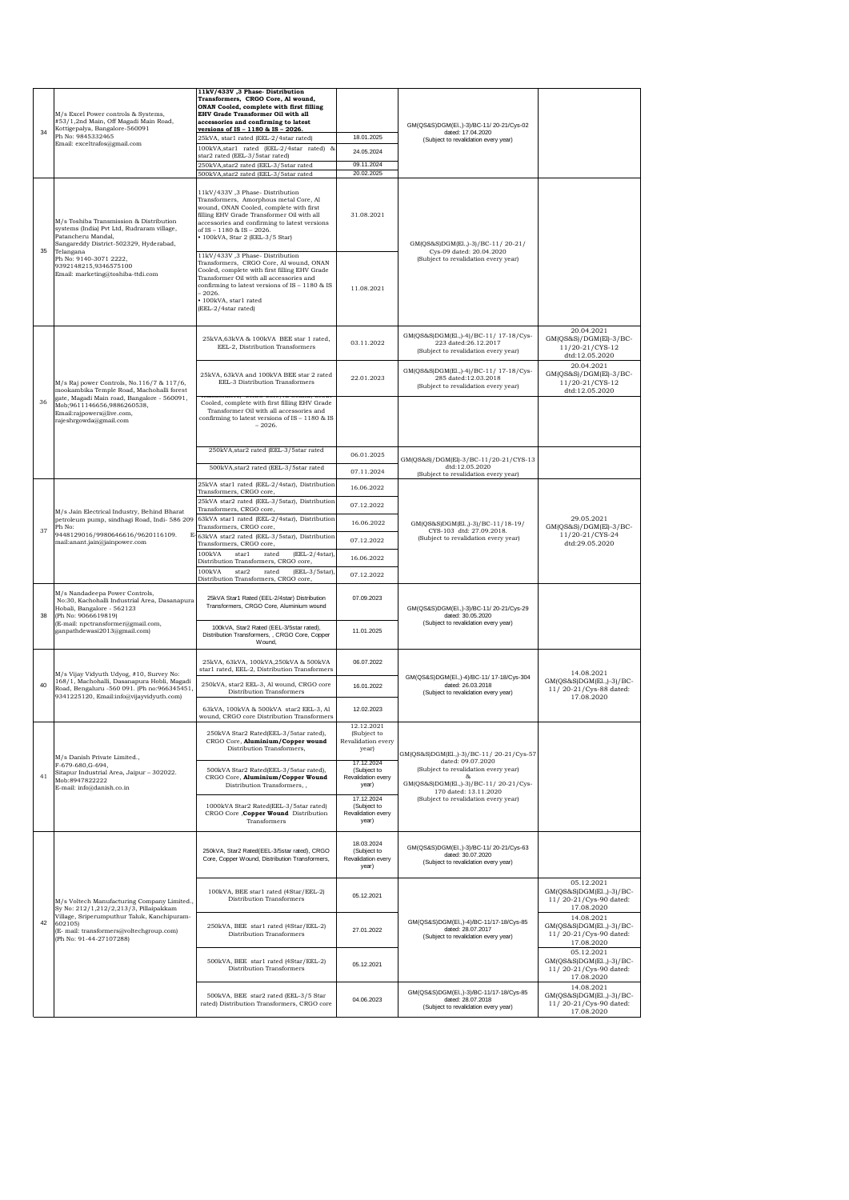| 34 | M/s Excel Power controls & Systems, #53/1,2nd Main, Off Magadi Main Road, Kottigepalya, Bangalore-560091 Ph No: 9845332465 Email: exceltrafos@gmail.com | **11kV/433V ,3 Phase- Distribution Transformers, CRGO Core, Al wound, ONAN Cooled, complete with first filling EHV Grade Transformer Oil with all accessories and confirming to latest versions of IS – 1180 & IS – 2026.** | | GM(QS&S)DGM(El.,)-3)/BC-11/ 20-21/Cys-02 dated: 17.04.2020 (Subject to revalidation every year) | |
|---|---|---|---|---|---|
| | | 25kVA, star1 rated (EEL-2/4star rated) | 18.01.2025 | | |
| | | 100kVA,star1 rated (EEL-2/4star rated) & star2 rated (EEL-3/5star rated) | 24.05.2024 | | |
| | | 250kVA,star2 rated (EEL-3/5star rated | 09.11.2024 | | |
| | | 500kVA,star2 rated (EEL-3/5star rated | 20.02.2025 | | |
| 35 | M/s Toshiba Transmission & Distribution systems (India) Pvt Ltd, Rudraram village, Patancheru Mandal, Sangareddy District-502329, Hyderabad, Telangana Ph No: 9140-3071 2222, 9392148215,9346575100 Email: marketing@toshiba-ttdi.com | 11kV/433V ,3 Phase- Distribution Transformers, Amorphous metal Core, Al wound, ONAN Cooled, complete with first filling EHV Grade Transformer Oil with all accessories and confirming to latest versions of IS – 1180 & IS – 2026. • 100kVA, Star 2 (EEL-3/5 Star) | 31.08.2021 | GM(QS&S)DGM(El.,)-3)/BC-11/ 20-21/ Cys-09 dated: 20.04.2020 (Subject to revalidation every year) | |
| | | 11kV/433V ,3 Phase- Distribution Transformers, CRGO Core, Al wound, ONAN Cooled, complete with first filling EHV Grade Transformer Oil with all accessories and confirming to latest versions of IS – 1180 & IS – 2026. • 100kVA, star1 rated (EEL-2/4star rated) | 11.08.2021 | | |
| 36 | M/s Raj power Controls, No.116/7 & 117/6, mookambika Temple Road, Machohalli forest gate, Magadi Main road, Bangalore - 560091, Mob;9611146656,9886260538, Email:rajpowers@live.com, rajeshrgowda@gmail.com | 25kVA,63kVA & 100kVA BEE star 1 rated, EEL-2, Distribution Transformers | 03.11.2022 | GM(QS&S)DGM(El.,)-4)/BC-11/ 17-18/Cys-223 dated:26.12.2017 (Subject to revalidation every year) | 20.04.2021 GM(QS&S)/DGM(El)-3/BC-11/20-21/CYS-12 dtd:12.05.2020 |
| | | 25kVA, 63kVA and 100kVA BEE star 2 rated EEL-3 Distribution Transformers | 22.01.2023 | GM(QS&S)DGM(El.,)-4)/BC-11/ 17-18/Cys-285 dated:12.03.2018 (Subject to revalidation every year) | 20.04.2021 GM(QS&S)/DGM(El)-3/BC-11/20-21/CYS-12 dtd:12.05.2020 |
| | | Cooled, complete with first filling EHV Grade Transformer Oil with all accessories and confirming to latest versions of IS – 1180 & IS – 2026. | | | |
| | | 250kVA,star2 rated (EEL-3/5star rated | 06.01.2025 | GM(QS&S)/DGM(El)-3/BC-11/20-21/CYS-13 dtd:12.05.2020 (Subject to revalidation every year) | |
| | | 500kVA,star2 rated (EEL-3/5star rated | 07.11.2024 | | |
| 37 | M/s Jain Electrical Industry, Behind Bharat petroleum pump, sindhagi Road, Indi- 586 209 Ph No: 9448129016/9980646616/9620116109. E-mail:anant.jain@jainpower.com | 25kVA star1 rated (EEL-2/4star), Distribution Transformers, CRGO core, | 16.06.2022 | GM(QS&S)DGM(El.,)-3)/BC-11/18-19/ CYS-103 dtd: 27.09.2018. (Subject to revalidation every year) | 29.05.2021 GM(QS&S)/DGM(El)-3/BC-11/20-21/CYS-24 dtd:29.05.2020 |
| | | 25kVA star2 rated (EEL-3/5star), Distribution Transformers, CRGO core, | 07.12.2022 | | |
| | | 63kVA star1 rated (EEL-2/4star), Distribution Transformers, CRGO core, | 16.06.2022 | | |
| | | 63kVA star2 rated (EEL-3/5star), Distribution Transformers, CRGO core, | 07.12.2022 | | |
| | | 100kVA star1 rated (EEL-2/4star), Distribution Transformers, CRGO core, | 16.06.2022 | | |
| | | 100kVA star2 rated (EEL-3/5star), Distribution Transformers, CRGO core, | 07.12.2022 | | |
| 38 | M/s Nandadeepa Power Controls, No:30, Kachohalli Industrial Area, Dasanapura Hobali, Bangalore - 562123 (Ph No: 9066619819) (E-mail: npctransformer@gmail.com, ganpathdewasi2013@gmail.com) | 25kVA Star1 Rated (EEL-2/4star) Distribution Transformers, CRGO Core, Aluminium wound | 07.09.2023 | GM(QS&S)DGM(El.,)-3)/BC-11/ 20-21/Cys-29 dated: 30.05.2020 (Subject to revalidation every year) | |
| | | 100kVA, Star2 Rated (EEL-3/5star rated), Distribution Transformers, , CRGO Core, Copper Wound, | 11.01.2025 | | |
| 40 | M/s Vijay Vidyuth Udyog, #10, Survey No: 168/1, Machohalli, Dasanapura Hobli, Magadi Road, Bengaluru -560 091. (Ph no:966345451, 9341225120, Email:info@vijayvidyuth.com) | 25kVA, 63kVA, 100kVA,250kVA & 500kVA star1 rated, EEL-2, Distribution Transformers | 06.07.2022 | GM(QS&S)DGM(El.,)-4)/BC-11/ 17-18/Cys-304 dated: 26.03.2018 (Subject to revalidation every year) | 14.08.2021 GM(QS&S)DGM(El.,)-3)/BC-11/ 20-21/Cys-88 dated: 17.08.2020 |
| | | 250kVA, star2 EEL-3, Al wound, CRGO core Distribution Transformers | 16.01.2022 | | |
| | | 63kVA, 100kVA & 500kVA star2 EEL-3, Al wound, CRGO core Distribution Transformers | 12.02.2023 | | |
| 41 | M/s Danish Private Limited., F-679-680,G-694, Sitapur Industrial Area, Jaipur – 302022. Mob:8947822222 E-mail: info@danish.co.in | 250kVA Star2 Rated(EEL-3/5star rated), CRGO Core, **Aluminium/Copper wound** Distribution Transformers, | 12.12.2021 (Subject to Revalidation every year) | GM(QS&S)DGM(El.,)-3)/BC-11/ 20-21/Cys-57 dated: 09.07.2020 (Subject to revalidation every year) & GM(QS&S)DGM(El.,)-3)/BC-11/ 20-21/Cys-170 dated: 13.11.2020 (Subject to revalidation every year) | |
| | | 500kVA Star2 Rated(EEL-3/5star rated), CRGO Core, **Aluminium/Copper Wound** Distribution Transformers, , | 17.12.2024 (Subject to Revalidation every year) | | |
| | | 1000kVA Star2 Rated(EEL-3/5star rated) CRGO Core ,**Copper Wound** Distribution Transformers | 17.12.2024 (Subject to Revalidation every year) | | |
| 42 | M/s Voltech Manufacturing Company Limited., Sy No: 212/1,212/2,213/3, Pillaipakkam Village, Sriperumputhur Taluk, Kanchipuram-602105) (E- mail: transformers@voltechgroup.com) (Ph No: 91-44-27107288) | 250kVA, Star2 Rated(EEL-3/5star rated), CRGO Core, Copper Wound, Distribution Transformers, | 18.03.2024 (Subject to Revalidation every year) | GM(QS&S)DGM(El.,)-3)/BC-11/ 20-21/Cys-63 dated: 30.07.2020 (Subject to revalidation every year) | |
| | | 100kVA, BEE star1 rated (4Star/EEL-2) Distribution Transformers | 05.12.2021 | GM(QS&S)DGM(El.,)-4)/BC-11/17-18/Cys-85 dated: 28.07.2017 (Subject to revalidation every year) | 05.12.2021 GM(QS&S)DGM(El.,)-3)/BC-11/ 20-21/Cys-90 dated: 17.08.2020 |
| | | 250kVA, BEE star1 rated (4Star/EEL-2) Distribution Transformers | 27.01.2022 | | 14.08.2021 GM(QS&S)DGM(El.,)-3)/BC-11/ 20-21/Cys-90 dated: 17.08.2020 |
| | | 500kVA, BEE star1 rated (4Star/EEL-2) Distribution Transformers | 05.12.2021 | | 05.12.2021 GM(QS&S)DGM(El.,)-3)/BC-11/ 20-21/Cys-90 dated: 17.08.2020 |
| | | 500kVA, BEE star2 rated (EEL-3/5 Star rated) Distribution Transformers, CRGO core | 04.06.2023 | GM(QS&S)DGM(El.,)-3)/BC-11/17-18/Cys-85 dated: 28.07.2018 (Subject to revalidation every year) | 14.08.2021 GM(QS&S)DGM(El.,)-3)/BC-11/ 20-21/Cys-90 dated: 17.08.2020 |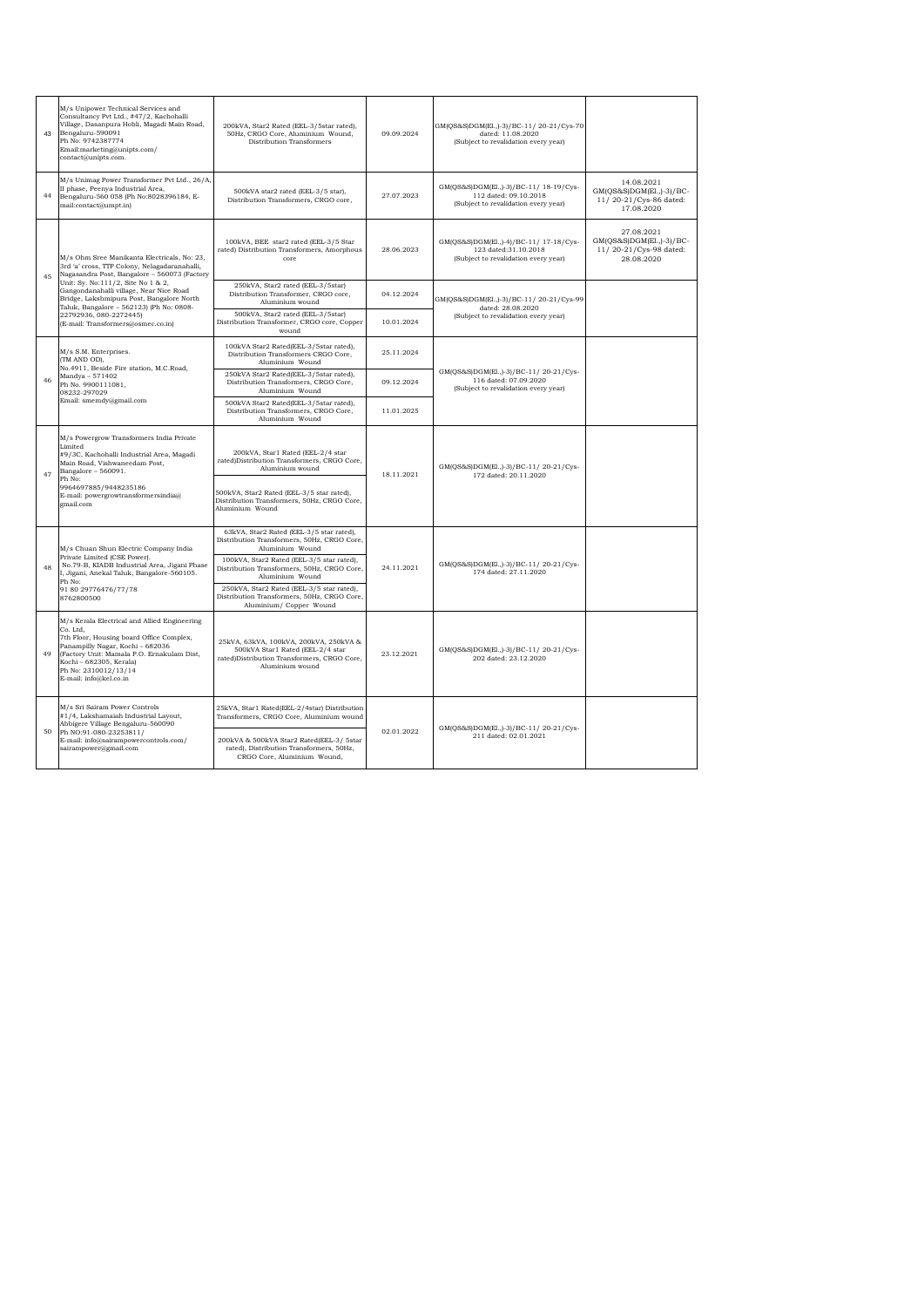| | | | | | |
|---|---|---|---|---|---|
| 43 | M/s Unipower Technical Services and Consultancy Pvt Ltd., #47/2, Kachohalli Village, Dasanpura Hobli, Magadi Main Road, Bengaluru-590091 Ph No: 9742387774 Email:marketing@unipts.com/ contact@unipts.com. | 200kVA, Star2 Rated (EEL-3/5star rated), 50Hz, CRGO Core, Aluminium Wound, Distribution Transformers | 09.09.2024 | GM(QS&S)DGM(El.,)-3)/BC-11/ 20-21/Cys-70 dated: 11.08.2020 (Subject to revalidation every year) | |
| 44 | M/s Unimag Power Transformer Pvt Ltd., 26/A, II phase, Peenya Industrial Area, Bengaluru-560 058 (Ph No:8028396184, E-mail:contact@umpt.in) | 500kVA star2 rated (EEL-3/5 star), Distribution Transformers, CRGO core, | 27.07.2023 | GM(QS&S)DGM(El.,)-3)/BC-11/ 18-19/Cys-112 dated: 09.10.2018 (Subject to revalidation every year) | 14.08.2021 GM(QS&S)DGM(El.,)-3)/BC-11/ 20-21/Cys-86 dated: 17.08.2020 |
| 45 | M/s Ohm Sree Manikanta Electricals, No: 23, 3rd 'a' cross, TTP Colony, Nelagadaranahalli, Nagasandra Post, Bangalore – 560073 (Factory Unit: Sy. No:111/2, Site No 1 & 2, Gangondanahalli village, Near Nice Road Bridge, Lakshmipura Post, Bangalore North Taluk, Bangalore – 562123) (Ph No: 0808-22792936, 080-2272445) (E-mail: Transformers@osmec.co.in) | 100kVA, BEE star2 rated (EEL-3/5 Star rated) Distribution Transformers, Amorphous core | 28.06.2023 | GM(QS&S)DGM(El.,)-4)/BC-11/ 17-18/Cys-123 dated:31.10.2018 (Subject to revalidation every year) | 27.08.2021 GM(QS&S)DGM(El.,)-3)/BC-11/ 20-21/Cys-98 dated: 28.08.2020 |
| | | 250kVA, Star2 rated (EEL-3/5star) Distribution Transformer, CRGO core, Aluminium wound | 04.12.2024 | GM(QS&S)DGM(El.,)-3)/BC-11/ 20-21/Cys-99 dated: 28.08.2020 (Subject to revalidation every year) | |
| | | 500kVA, Star2 rated (EEL-3/5star) Distribution Transformer, CRGO core, Copper wound | 10.01.2024 | | |
| 46 | M/s S.M. Enterprises. (TM AND OD), No.4911, Beside Fire station, M.C.Road, Mandya – 571402 Ph No. 9900111081, 08232-297029 Email: smemdy@gmail.com | 100kVA Star2 Rated(EEL-3/5star rated), Distribution Transformers CRGO Core, Aluminium Wound | 25.11.2024 | GM(QS&S)DGM(El.,)-3)/BC-11/ 20-21/Cys-116 dated: 07.09.2020 (Subject to revalidation every year) | |
| | | 250kVA Star2 Rated(EEL-3/5star rated), Distribution Transformers, CRGO Core, Aluminium Wound | 09.12.2024 | | |
| | | 500kVA Star2 Rated(EEL-3/5star rated), Distribution Transformers, CRGO Core, Aluminium Wound | 11.01.2025 | | |
| 47 | M/s Powergrow Transformers India Private Limited #9/3C, Kachohalli Industrial Area, Magadi Main Road, Vishwaneedam Post, Bangalore – 560091. Ph No: 9964697885/9448235186 E-mail: powergrowtransformersindia@gmail.com | 200kVA, Star1 Rated (EEL-2/4 star rated)Distribution Transformers, CRGO Core, Aluminium wound | 18.11.2021 | GM(QS&S)DGM(El.,)-3)/BC-11/ 20-21/Cys-172 dated: 20.11.2020 | |
| | | 500kVA, Star2 Rated (EEL-3/5 star rated), Distribution Transformers, 50Hz, CRGO Core, Aluminium Wound | | | |
| 48 | M/s Chuan Shun Electric Company India Private Limited (CSE Power). No.79-B, KIADB Industrial Area, Jigani Phase I, Jigani, Anekal Taluk, Bangalore-560105. Ph No: 91 80 29776476/77/78 8762800500 | 63kVA, Star2 Rated (EEL-3/5 star rated), Distribution Transformers, 50Hz, CRGO Core, Aluminium Wound | 24.11.2021 | GM(QS&S)DGM(El.,)-3)/BC-11/ 20-21/Cys-174 dated: 27.11.2020 | |
| | | 100kVA, Star2 Rated (EEL-3/5 star rated), Distribution Transformers, 50Hz, CRGO Core, Aluminium Wound | | | |
| | | 250kVA, Star2 Rated (EEL-3/5 star rated), Distribution Transformers, 50Hz, CRGO Core, Aluminium/ Copper Wound | | | |
| 49 | M/s Kerala Electrical and Allied Engineering Co. Ltd, 7th Floor, Housing board Office Complex, Panampilly Nagar, Kochi – 682036 (Factory Unit: Mamala P.O. Ernakulam Dist, Kochi – 682305, Kerala) Ph No: 2310012/13/14 E-mail: info@kel.co.in | 25kVA, 63kVA, 100kVA, 200kVA, 250kVA & 500kVA Star1 Rated (EEL-2/4 star rated)Distribution Transformers, CRGO Core, Aluminium wound | 23.12.2021 | GM(QS&S)DGM(El.,)-3)/BC-11/ 20-21/Cys-202 dated: 23.12.2020 | |
| 50 | M/s Sri Sairam Power Controls #1/4, Lakshamaiah Industrial Layout, Abbigere Village Bengaluru-560090 Ph NO:91-080-23253811/ E-mail: info@sairampowercontrols.com/ sairampower@gmail.com | 25kVA, Star1 Rated(EEL-2/4star) Distribution Transformers, CRGO Core, Aluminium wound | 02.01.2022 | GM(QS&S)DGM(El.,)-3)/BC-11/ 20-21/Cys-211 dated: 02.01.2021 | |
| | | 200kVA & 500kVA Star2 Rated(EEL-3/ 5star rated), Distribution Transformers, 50Hz, CRGO Core, Aluminium Wound, | | | |